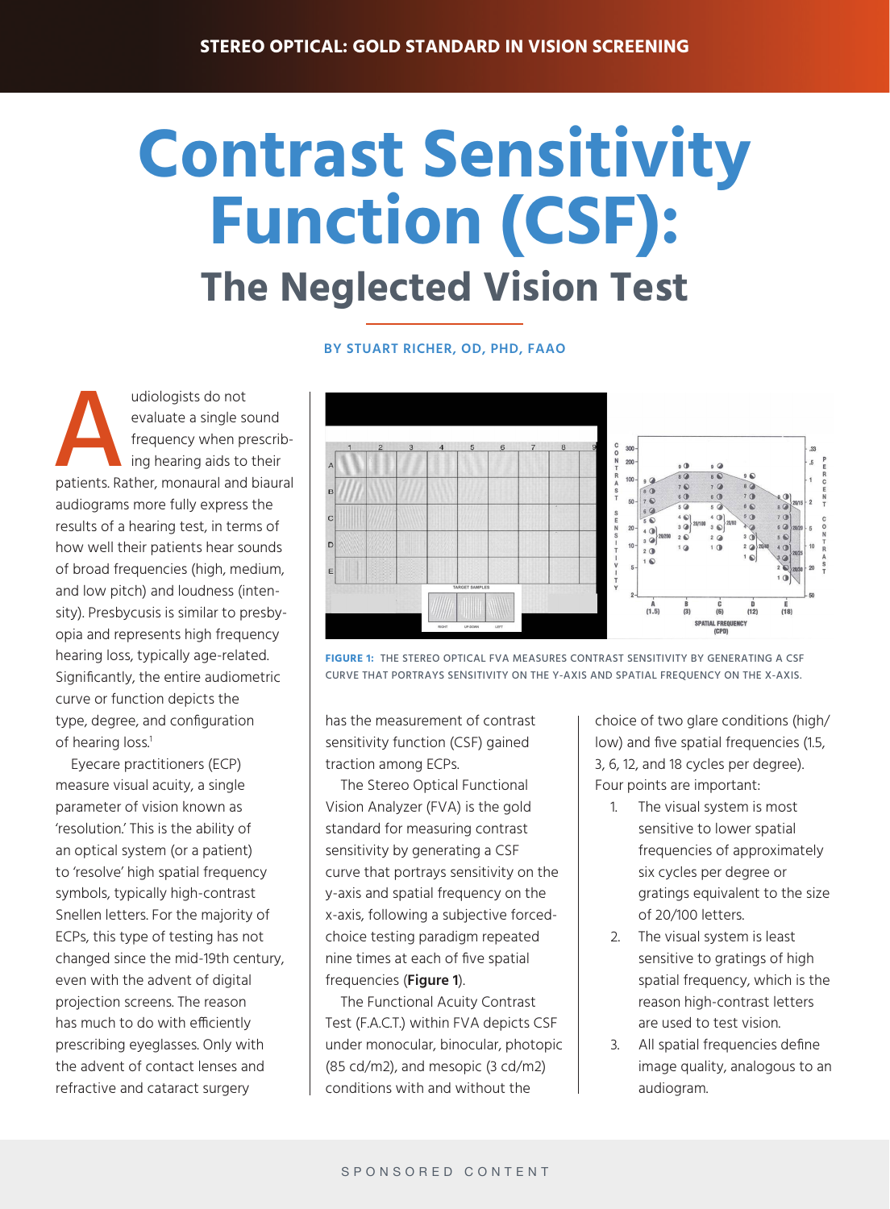# Contrast Sensitivity Function (CSF):

## The Neglected Vision Test

**BY STUART RICHER, OD, PHD, FAAO**

Audiologists do not evaluate a single sound frequency when prescribing hearing aids to their patients. Rather, monaural and biaural audiograms more fully express the results of a hearing test, in terms of how well their patients hear sounds of broad frequencies (high, medium, and low pitch) and loudness (intensity). Presbycusis is similar to presbyopia and represents high frequency hearing loss, typically age-related. Significantly, the entire audiometric curve or function depicts the type, degree, and configuration of hearing loss.[1]

Eyecare practitioners (ECP) measure visual acuity, a single parameter of vision known as 'resolution.' This is the ability of an optical system (or a patient) to 'resolve' high spatial frequency symbols, typically high-contrast Snellen letters. For the majority of ECPs, this type of testing has not changed since the mid-19th century, even with the advent of digital projection screens. The reason has much to do with efficiently prescribing eyeglasses. Only with the advent of contact lenses and refractive and cataract surgery has the measurement of contrast sensitivity function (CSF) gained traction among ECPs.

The Stereo Optical Functional Vision Analyzer (FVA) is the gold standard for measuring contrast sensitivity by generating a CSF curve that portrays sensitivity on the y-axis and spatial frequency on the x-axis, following a subjective forced-choice testing paradigm repeated nine times at each of five spatial frequencies (**Figure 1**).

TARGET SAMPLES

RIGHT UP-DOWN LEFT

CONTRAST SENSITIVITY

PERCENT CONTRAST

SPATIAL FREQUENCY (CPD)

A (1.5) B (3) C (6) D (12) E (18)

20/200 20/100 20/60 20/40 20/30 20/25 20/20 20/15

**FIGURE 1:** THE STEREO OPTICAL FVA MEASURES CONTRAST SENSITIVITY BY GENERATING A CSF CURVE THAT PORTRAYS SENSITIVITY ON THE Y-AXIS AND SPATIAL FREQUENCY ON THE X-AXIS.

The Functional Acuity Contrast Test (F.A.C.T.) within FVA depicts CSF under monocular, binocular, photopic (85 cd/m2), and mesopic (3 cd/m2) conditions with and without the choice of two glare conditions (high/low) and five spatial frequencies (1.5, 3, 6, 12, and 18 cycles per degree). Four points are important:

1. The visual system is most sensitive to lower spatial frequencies of approximately six cycles per degree or gratings equivalent to the size of 20/100 letters.
2. The visual system is least sensitive to gratings of high spatial frequency, which is the reason high-contrast letters are used to test vision.
3. All spatial frequencies define image quality, analogous to an audiogram.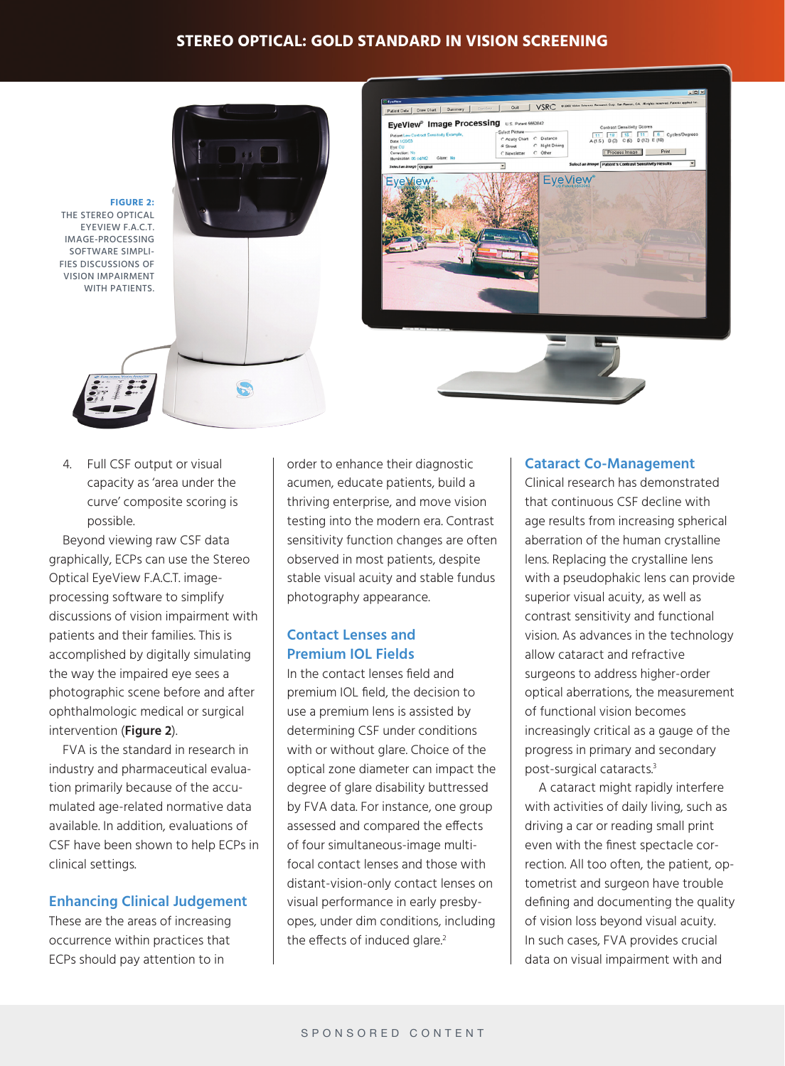FIGURE 2: THE STEREO OPTICAL EYEVIEW F.A.C.T. IMAGE-PROCESSING SOFTWARE SIMPLIFIES DISCUSSIONS OF VISION IMPAIRMENT WITH PATIENTS.

4. Full CSF output or visual capacity as 'area under the curve' composite scoring is possible.

Beyond viewing raw CSF data graphically, ECPs can use the Stereo Optical EyeView F.A.C.T. image-processing software to simplify discussions of vision impairment with patients and their families. This is accomplished by digitally simulating the way the impaired eye sees a photographic scene before and after ophthalmologic medical or surgical intervention (**Figure 2**).

FVA is the standard in research in industry and pharmaceutical evaluation primarily because of the accumulated age-related normative data available. In addition, evaluations of CSF have been shown to help ECPs in clinical settings.

## Enhancing Clinical Judgement

These are the areas of increasing occurrence within practices that ECPs should pay attention to in order to enhance their diagnostic acumen, educate patients, build a thriving enterprise, and move vision testing into the modern era. Contrast sensitivity function changes are often observed in most patients, despite stable visual acuity and stable fundus photography appearance.

## Contact Lenses and Premium IOL Fields

In the contact lenses field and premium IOL field, the decision to use a premium lens is assisted by determining CSF under conditions with or without glare. Choice of the optical zone diameter can impact the degree of glare disability buttressed by FVA data. For instance, one group assessed and compared the effects of four simultaneous-image multifocal contact lenses and those with distant-vision-only contact lenses on visual performance in early presbyopes, under dim conditions, including the effects of induced glare.[2]

## Cataract Co-Management

Clinical research has demonstrated that continuous CSF decline with age results from increasing spherical aberration of the human crystalline lens. Replacing the crystalline lens with a pseudophakic lens can provide superior visual acuity, as well as contrast sensitivity and functional vision. As advances in the technology allow cataract and refractive surgeons to address higher-order optical aberrations, the measurement of functional vision becomes increasingly critical as a gauge of the progress in primary and secondary post-surgical cataracts.[3]

A cataract might rapidly interfere with activities of daily living, such as driving a car or reading small print even with the finest spectacle correction. All too often, the patient, optometrist and surgeon have trouble defining and documenting the quality of vision loss beyond visual acuity. In such cases, FVA provides crucial data on visual impairment with and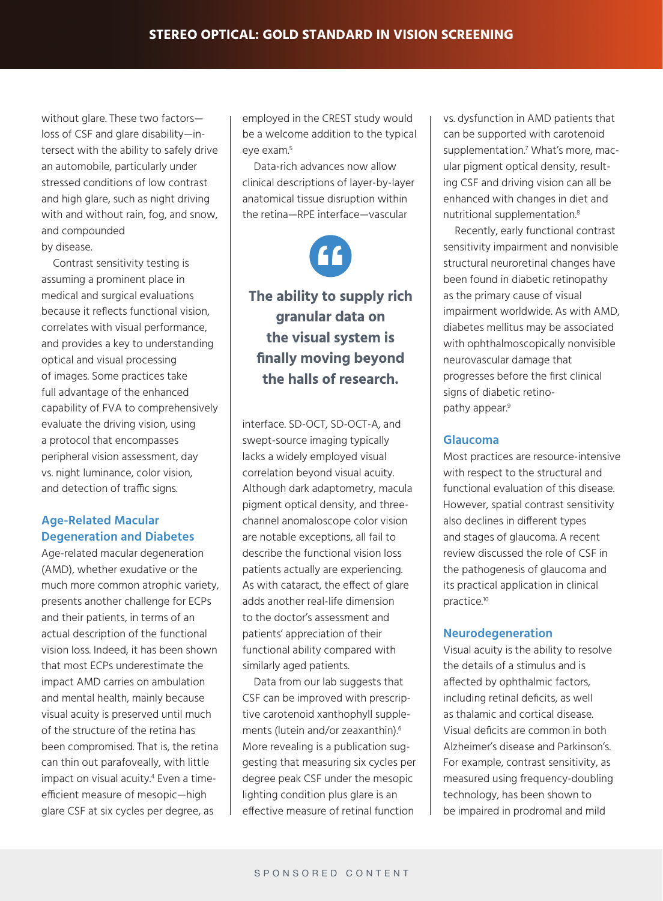without glare. These two factors—loss of CSF and glare disability—intersect with the ability to safely drive an automobile, particularly under stressed conditions of low contrast and high glare, such as night driving with and without rain, fog, and snow, and compounded by disease.

Contrast sensitivity testing is assuming a prominent place in medical and surgical evaluations because it reflects functional vision, correlates with visual performance, and provides a key to understanding optical and visual processing of images. Some practices take full advantage of the enhanced capability of FVA to comprehensively evaluate the driving vision, using a protocol that encompasses peripheral vision assessment, day vs. night luminance, color vision, and detection of traffic signs.

### Age-Related Macular Degeneration and Diabetes

Age-related macular degeneration (AMD), whether exudative or the much more common atrophic variety, presents another challenge for ECPs and their patients, in terms of an actual description of the functional vision loss. Indeed, it has been shown that most ECPs underestimate the impact AMD carries on ambulation and mental health, mainly because visual acuity is preserved until much of the structure of the retina has been compromised. That is, the retina can thin out parafoveally, with little impact on visual acuity.[4] Even a time-efficient measure of mesopic—high glare CSF at six cycles per degree, as employed in the CREST study would be a welcome addition to the typical eye exam.[5]

Data-rich advances now allow clinical descriptions of layer-by-layer anatomical tissue disruption within the retina—RPE interface—vascular interface. SD-OCT, SD-OCT-A, and swept-source imaging typically lacks a widely employed visual correlation beyond visual acuity. Although dark adaptometry, macula pigment optical density, and three-channel anomaloscope color vision are notable exceptions, all fail to describe the functional vision loss patients actually are experiencing. As with cataract, the effect of glare adds another real-life dimension to the doctor's assessment and patients' appreciation of their functional ability compared with similarly aged patients.

> **The ability to supply rich granular data on the visual system is finally moving beyond the halls of research.**

Data from our lab suggests that CSF can be improved with prescriptive carotenoid xanthophyll supplements (lutein and/or zeaxanthin).[6] More revealing is a publication suggesting that measuring six cycles per degree peak CSF under the mesopic lighting condition plus glare is an effective measure of retinal function vs. dysfunction in AMD patients that can be supported with carotenoid supplementation.[7] What's more, macular pigment optical density, resulting CSF and driving vision can all be enhanced with changes in diet and nutritional supplementation.[8]

Recently, early functional contrast sensitivity impairment and nonvisible structural neuroretinal changes have been found in diabetic retinopathy as the primary cause of visual impairment worldwide. As with AMD, diabetes mellitus may be associated with ophthalmoscopically nonvisible neurovascular damage that progresses before the first clinical signs of diabetic retinopathy appear.[9]

### Glaucoma

Most practices are resource-intensive with respect to the structural and functional evaluation of this disease. However, spatial contrast sensitivity also declines in different types and stages of glaucoma. A recent review discussed the role of CSF in the pathogenesis of glaucoma and its practical application in clinical practice.[10]

### Neurodegeneration

Visual acuity is the ability to resolve the details of a stimulus and is affected by ophthalmic factors, including retinal deficits, as well as thalamic and cortical disease. Visual deficits are common in both Alzheimer's disease and Parkinson's. For example, contrast sensitivity, as measured using frequency-doubling technology, has been shown to be impaired in prodromal and mild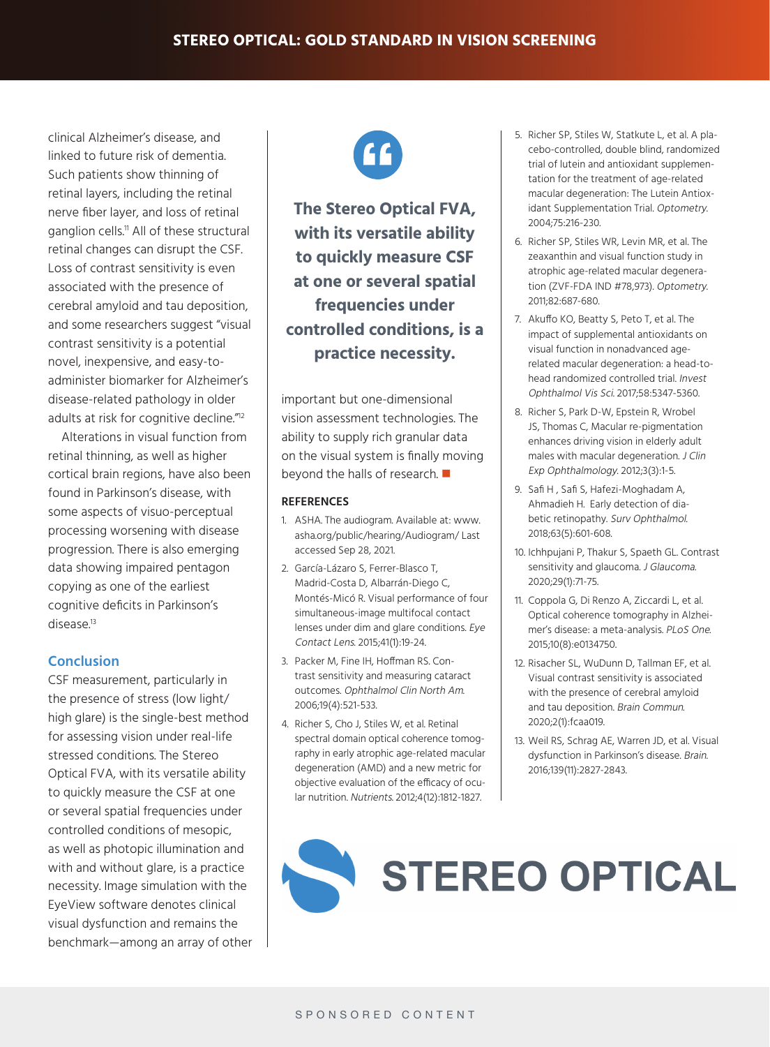clinical Alzheimer's disease, and linked to future risk of dementia. Such patients show thinning of retinal layers, including the retinal nerve fiber layer, and loss of retinal ganglion cells.[11] All of these structural retinal changes can disrupt the CSF. Loss of contrast sensitivity is even associated with the presence of cerebral amyloid and tau deposition, and some researchers suggest "visual contrast sensitivity is a potential novel, inexpensive, and easy-to-administer biomarker for Alzheimer's disease-related pathology in older adults at risk for cognitive decline."[12]

Alterations in visual function from retinal thinning, as well as higher cortical brain regions, have also been found in Parkinson's disease, with some aspects of visuo-perceptual processing worsening with disease progression. There is also emerging data showing impaired pentagon copying as one of the earliest cognitive deficits in Parkinson's disease.[13]

## Conclusion

CSF measurement, particularly in the presence of stress (low light/high glare) is the single-best method for assessing vision under real-life stressed conditions. The Stereo Optical FVA, with its versatile ability to quickly measure the CSF at one or several spatial frequencies under controlled conditions of mesopic, as well as photopic illumination and with and without glare, is a practice necessity. Image simulation with the EyeView software denotes clinical visual dysfunction and remains the benchmark—among an array of other important but one-dimensional vision assessment technologies. The ability to supply rich granular data on the visual system is finally moving beyond the halls of research. ■

> **The Stereo Optical FVA, with its versatile ability to quickly measure CSF at one or several spatial frequencies under controlled conditions, is a practice necessity.**

### REFERENCES

1. ASHA. The audiogram. Available at: www.asha.org/public/hearing/Audiogram/ Last accessed Sep 28, 2021.
2. García-Lázaro S, Ferrer-Blasco T, Madrid-Costa D, Albarrán-Diego C, Montés-Micó R. Visual performance of four simultaneous-image multifocal contact lenses under dim and glare conditions. *Eye Contact Lens*. 2015;41(1):19-24.
3. Packer M, Fine IH, Hoffman RS. Contrast sensitivity and measuring cataract outcomes. *Ophthalmol Clin North Am*. 2006;19(4):521-533.
4. Richer S, Cho J, Stiles W, et al. Retinal spectral domain optical coherence tomography in early atrophic age-related macular degeneration (AMD) and a new metric for objective evaluation of the efficacy of ocular nutrition. *Nutrients*. 2012;4(12):1812-1827.
5. Richer SP, Stiles W, Statkute L, et al. A placebo-controlled, double blind, randomized trial of lutein and antioxidant supplementation for the treatment of age-related macular degeneration: The Lutein Antioxidant Supplementation Trial. *Optometry*. 2004;75:216-230.
6. Richer SP, Stiles WR, Levin MR, et al. The zeaxanthin and visual function study in atrophic age-related macular degeneration (ZVF-FDA IND #78,973). *Optometry*. 2011;82:687-680.
7. Akuffo KO, Beatty S, Peto T, et al. The impact of supplemental antioxidants on visual function in nonadvanced age-related macular degeneration: a head-to-head randomized controlled trial. *Invest Ophthalmol Vis Sci*. 2017;58:5347-5360.
8. Richer S, Park D-W, Epstein R, Wrobel JS, Thomas C, Macular re-pigmentation enhances driving vision in elderly adult males with macular degeneration. *J Clin Exp Ophthalmology*. 2012;3(3):1-5.
9. Safi H , Safi S, Hafezi-Moghadam A, Ahmadieh H. Early detection of diabetic retinopathy. *Surv Ophthalmol*. 2018;63(5):601-608.
10. Ichhpujani P, Thakur S, Spaeth GL. Contrast sensitivity and glaucoma. *J Glaucoma*. 2020;29(1):71-75.
11. Coppola G, Di Renzo A, Ziccardi L, et al. Optical coherence tomography in Alzheimer's disease: a meta-analysis. *PLoS One*. 2015;10(8):e0134750.
12. Risacher SL, WuDunn D, Tallman EF, et al. Visual contrast sensitivity is associated with the presence of cerebral amyloid and tau deposition. *Brain Commun*. 2020;2(1):fcaa019.
13. Weil RS, Schrag AE, Warren JD, et al. Visual dysfunction in Parkinson's disease. *Brain*. 2016;139(11):2827-2843.

STEREO OPTICAL